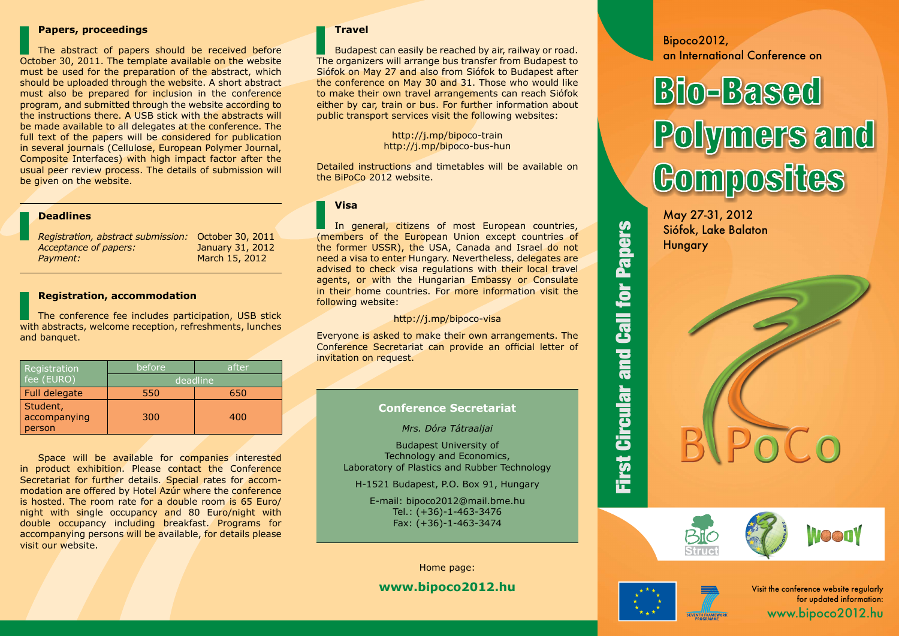## Papers, proceedings

The abstract of papers should be received before October 30, 2011. The template available on the website must be used for the preparation of the abstract, which should be uploaded through the website. A short abstract must also be prepared for inclusion in the conference program, and submitted through the website according to the instructions there. A USB stick with the abstracts will be made available to all delegates at the conference. The full text of the papers will be considered for publication in several journals (Cellulose, European Polymer Journal, Composite Interfaces) with high impact factor after the usual peer review process. The details of submission will be given on the website.

## Deadlines

| | |
|---|---|
| *Registration, abstract submission:* | October 30, 2011 |
| *Acceptance of papers:* | January 31, 2012 |
| *Payment:* | March 15, 2012 |

## Registration, accommodation

The conference fee includes participation, USB stick with abstracts, welcome reception, refreshments, lunches and banquet.

| Registration fee (EURO) | before | after |
|---|---|---|
| | deadline | |
| Full delegate | 550 | 650 |
| Student, accompanying person | 300 | 400 |

Space will be available for companies interested in product exhibition. Please contact the Conference Secretariat for further details. Special rates for accommodation are offered by Hotel Azúr where the conference is hosted. The room rate for a double room is 65 Euro/night with single occupancy and 80 Euro/night with double occupancy including breakfast. Programs for accompanying persons will be available, for details please visit our website.

## Travel

Budapest can easily be reached by air, railway or road. The organizers will arrange bus transfer from Budapest to Siófok on May 27 and also from Siófok to Budapest after the conference on May 30 and 31. Those who would like to make their own travel arrangements can reach Siófok either by car, train or bus. For further information about public transport services visit the following websites:

http://j.mp/bipoco-train
http://j.mp/bipoco-bus-hun

Detailed instructions and timetables will be available on the BiPoCo 2012 website.

## Visa

In general, citizens of most European countries, (members of the European Union except countries of the former USSR), the USA, Canada and Israel do not need a visa to enter Hungary. Nevertheless, delegates are advised to check visa regulations with their local travel agents, or with the Hungarian Embassy or Consulate in their home countries. For more information visit the following website:

http://j.mp/bipoco-visa

Everyone is asked to make their own arrangements. The Conference Secretariat can provide an official letter of invitation on request.

### Conference Secretariat

*Mrs. Dóra Tátraaljai*

Budapest University of Technology and Economics,
Laboratory of Plastics and Rubber Technology

H-1521 Budapest, P.O. Box 91, Hungary

E-mail: bipoco2012@mail.bme.hu
Tel.: (+36)-1-463-3476
Fax: (+36)-1-463-3474

Home page:

**www.bipoco2012.hu**

Bipoco2012,
an International Conference on

# Bio-Based Polymers and Composites

May 27-31, 2012
Siófok, Lake Balaton
Hungary

**First Circular and Call for Papers**

BiPoCo

Visit the conference website regularly for updated information:
www.bipoco2012.hu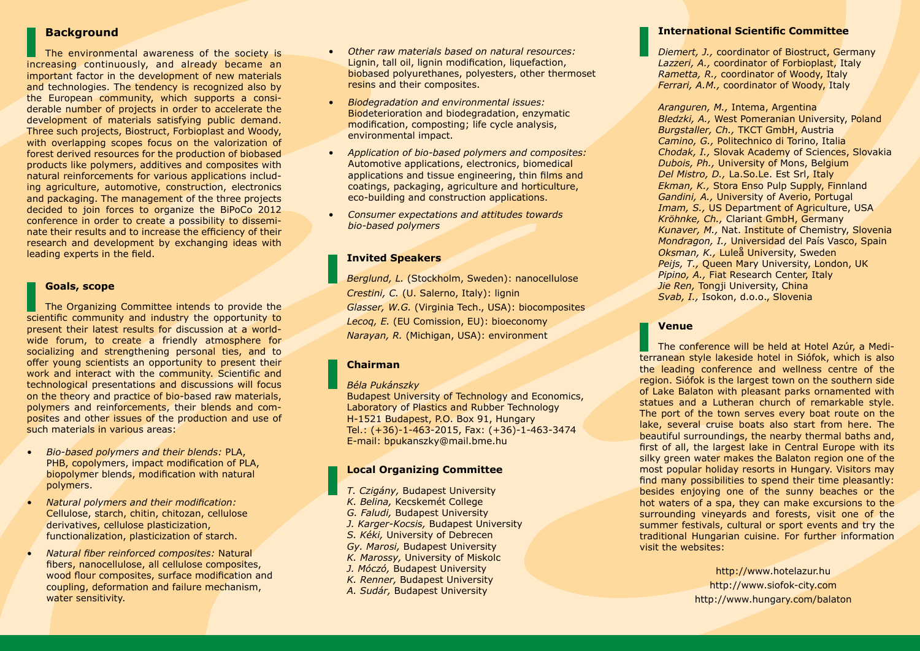## Background

The environmental awareness of the society is increasing continuously, and already became an important factor in the development of new materials and technologies. The tendency is recognized also by the European community, which supports a considerable number of projects in order to accelerate the development of materials satisfying public demand. Three such projects, Biostruct, Forbioplast and Woody, with overlapping scopes focus on the valorization of forest derived resources for the production of biobased products like polymers, additives and composites with natural reinforcements for various applications including agriculture, automotive, construction, electronics and packaging. The management of the three projects decided to join forces to organize the BiPoCo 2012 conference in order to create a possibility to disseminate their results and to increase the efficiency of their research and development by exchanging ideas with leading experts in the field.

## Goals, scope

The Organizing Committee intends to provide the scientific community and industry the opportunity to present their latest results for discussion at a worldwide forum, to create a friendly atmosphere for socializing and strengthening personal ties, and to offer young scientists an opportunity to present their work and interact with the community. Scientific and technological presentations and discussions will focus on the theory and practice of bio-based raw materials, polymers and reinforcements, their blends and composites and other issues of the production and use of such materials in various areas:

- *Bio-based polymers and their blends:* PLA, PHB, copolymers, impact modification of PLA, biopolymer blends, modification with natural polymers.
- *Natural polymers and their modification:* Cellulose, starch, chitin, chitozan, cellulose derivatives, cellulose plasticization, functionalization, plasticization of starch.
- *Natural fiber reinforced composites:* Natural fibers, nanocellulose, all cellulose composites, wood flour composites, surface modification and coupling, deformation and failure mechanism, water sensitivity.
- *Other raw materials based on natural resources:* Lignin, tall oil, lignin modification, liquefaction, biobased polyurethanes, polyesters, other thermoset resins and their composites.
- *Biodegradation and environmental issues:* Biodeterioration and biodegradation, enzymatic modification, composting; life cycle analysis, environmental impact.
- *Application of bio-based polymers and composites:* Automotive applications, electronics, biomedical applications and tissue engineering, thin films and coatings, packaging, agriculture and horticulture, eco-building and construction applications.
- *Consumer expectations and attitudes towards bio-based polymers*

## Invited Speakers

*Berglund, L.* (Stockholm, Sweden): nanocellulose
*Crestini, C.* (U. Salerno, Italy): lignin
*Glasser, W.G.* (Virginia Tech., USA): biocomposites
*Lecoq, E.* (EU Comission, EU): bioeconomy
*Narayan, R.* (Michigan, USA): environment

## Chairman

*Béla Pukánszky*
Budapest University of Technology and Economics,
Laboratory of Plastics and Rubber Technology
H-1521 Budapest, P.O. Box 91, Hungary
Tel.: (+36)-1-463-2015, Fax: (+36)-1-463-3474
E-mail: bpukanszky@mail.bme.hu

## Local Organizing Committee

*T. Czigány,* Budapest University
*K. Belina,* Kecskemét College
*G. Faludi,* Budapest University
*J. Karger-Kocsis,* Budapest University
*S. Kéki,* University of Debrecen
*Gy. Marosi,* Budapest University
*K. Marossy,* University of Miskolc
*J. Móczó,* Budapest University
*K. Renner,* Budapest University
*A. Sudár,* Budapest University

## International Scientific Committee

*Diemert, J.,* coordinator of Biostruct, Germany
*Lazzeri, A.,* coordinator of Forbioplast, Italy
*Rametta, R.,* coordinator of Woody, Italy
*Ferrari, A.M.,* coordinator of Woody, Italy

*Aranguren, M.,* Intema, Argentina
*Bledzki, A.,* West Pomeranian University, Poland
*Burgstaller, Ch.,* TKCT GmbH, Austria
*Camino, G.,* Politechnico di Torino, Italia
*Chodak, I.,* Slovak Academy of Sciences, Slovakia
*Dubois, Ph.,* University of Mons, Belgium
*Del Mistro, D.,* La.So.Le. Est Srl, Italy
*Ekman, K.,* Stora Enso Pulp Supply, Finnland
*Gandini, A.,* University of Averio, Portugal
*Imam, S.,* US Department of Agriculture, USA
*Kröhnke, Ch.,* Clariant GmbH, Germany
*Kunaver, M.,* Nat. Institute of Chemistry, Slovenia
*Mondragon, I.,* Universidad del País Vasco, Spain
*Oksman, K.,* Luleå University, Sweden
*Peijs, T.,* Queen Mary University, London, UK
*Pipino, A.,* Fiat Research Center, Italy
*Jie Ren,* Tongji University, China
*Svab, I.,* Isokon, d.o.o., Slovenia

## Venue

The conference will be held at Hotel Azúr, a Mediterranean style lakeside hotel in Siófok, which is also the leading conference and wellness centre of the region. Siófok is the largest town on the southern side of Lake Balaton with pleasant parks ornamented with statues and a Lutheran church of remarkable style. The port of the town serves every boat route on the lake, several cruise boats also start from here. The beautiful surroundings, the nearby thermal baths and, first of all, the largest lake in Central Europe with its silky green water makes the Balaton region one of the most popular holiday resorts in Hungary. Visitors may find many possibilities to spend their time pleasantly: besides enjoying one of the sunny beaches or the hot waters of a spa, they can make excursions to the surrounding vineyards and forests, visit one of the summer festivals, cultural or sport events and try the traditional Hungarian cuisine. For further information visit the websites:

http://www.hotelazur.hu
http://www.siofok-city.com
http://www.hungary.com/balaton